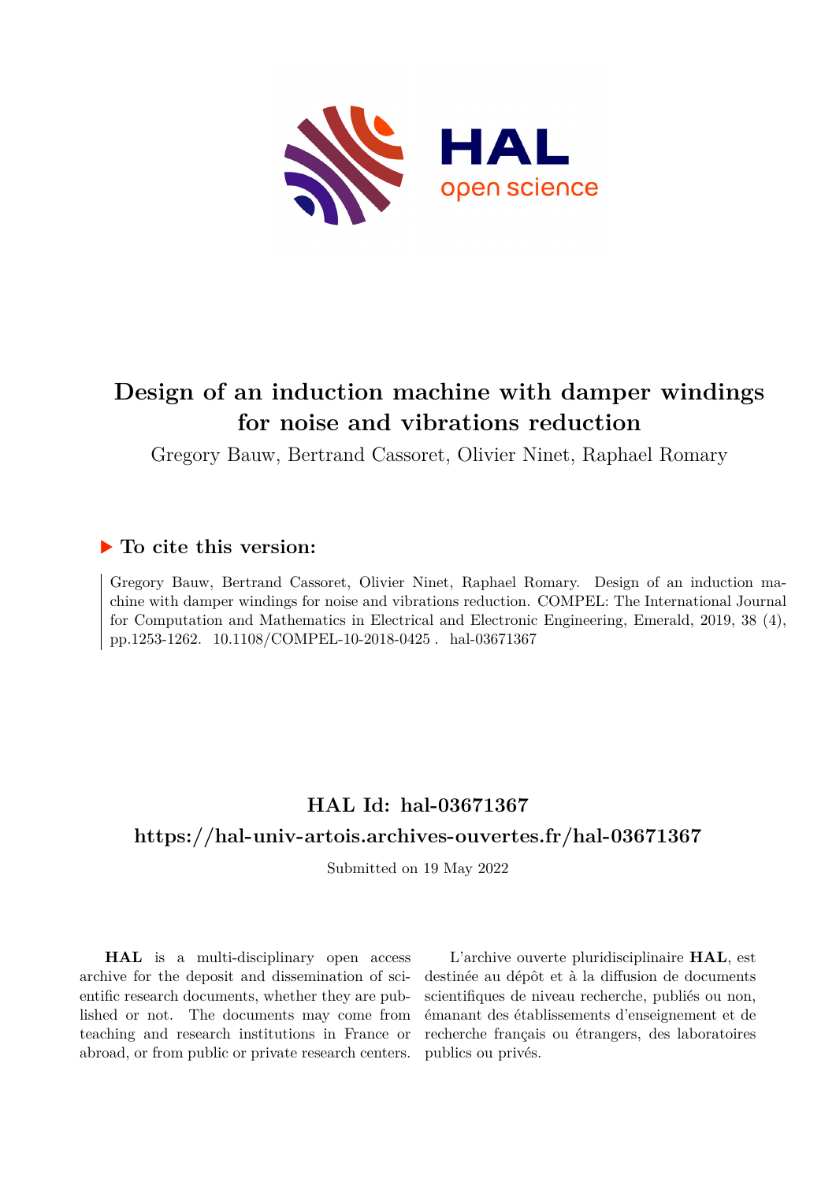# Design of an induction machine with damper windings for noise and vibrations reduction

Gregory Bauw, Bertrand Cassoret, Olivier Ninet, Raphael Romary

## ▶ To cite this version:

Gregory Bauw, Bertrand Cassoret, Olivier Ninet, Raphael Romary. Design of an induction machine with damper windings for noise and vibrations reduction. COMPEL: The International Journal for Computation and Mathematics in Electrical and Electronic Engineering, Emerald, 2019, 38 (4), pp.1253-1262. 10.1108/COMPEL-10-2018-0425 . hal-03671367

## HAL Id: hal-03671367

## https://hal-univ-artois.archives-ouvertes.fr/hal-03671367

Submitted on 19 May 2022

**HAL** is a multi-disciplinary open access archive for the deposit and dissemination of scientific research documents, whether they are published or not. The documents may come from teaching and research institutions in France or abroad, or from public or private research centers.

L'archive ouverte pluridisciplinaire **HAL**, est destinée au dépôt et à la diffusion de documents scientifiques de niveau recherche, publiés ou non, émanant des établissements d'enseignement et de recherche français ou étrangers, des laboratoires publics ou privés.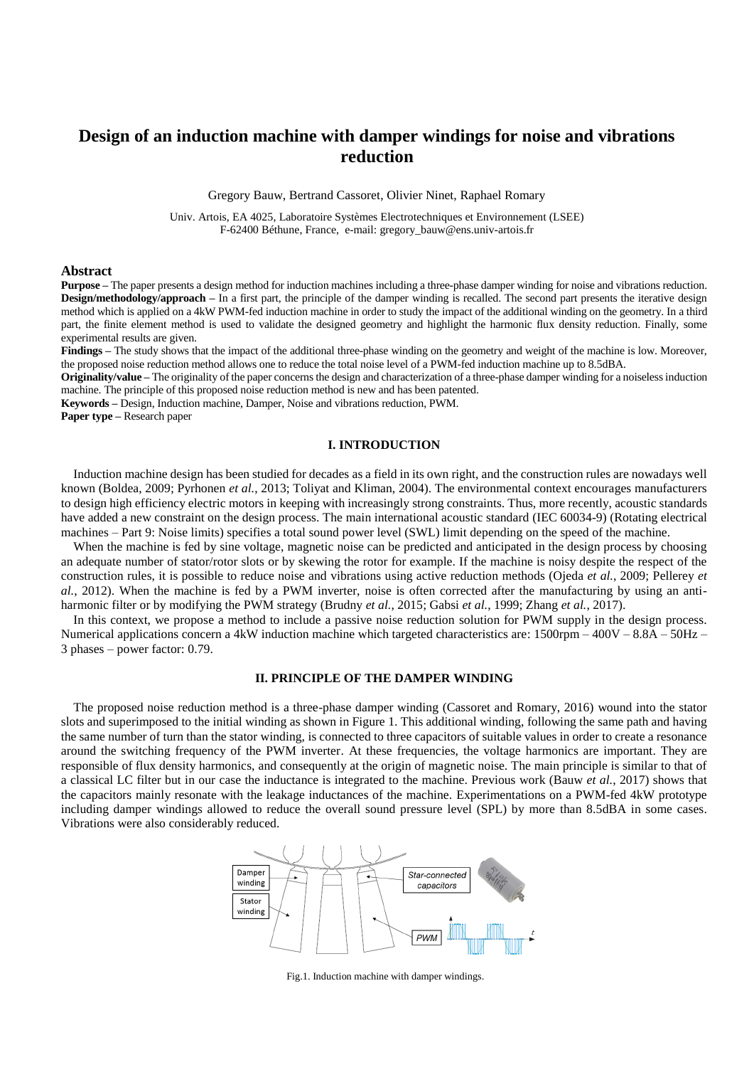# Design of an induction machine with damper windings for noise and vibrations reduction

Gregory Bauw, Bertrand Cassoret, Olivier Ninet, Raphael Romary

Univ. Artois, EA 4025, Laboratoire Systèmes Electrotechniques et Environnement (LSEE)
F-62400 Béthune, France, e-mail: gregory_bauw@ens.univ-artois.fr

## Abstract

**Purpose –** The paper presents a design method for induction machines including a three-phase damper winding for noise and vibrations reduction.
**Design/methodology/approach –** In a first part, the principle of the damper winding is recalled. The second part presents the iterative design method which is applied on a 4kW PWM-fed induction machine in order to study the impact of the additional winding on the geometry. In a third part, the finite element method is used to validate the designed geometry and highlight the harmonic flux density reduction. Finally, some experimental results are given.
**Findings –** The study shows that the impact of the additional three-phase winding on the geometry and weight of the machine is low. Moreover, the proposed noise reduction method allows one to reduce the total noise level of a PWM-fed induction machine up to 8.5dBA.
**Originality/value –** The originality of the paper concerns the design and characterization of a three-phase damper winding for a noiseless induction machine. The principle of this proposed noise reduction method is new and has been patented.
**Keywords –** Design, Induction machine, Damper, Noise and vibrations reduction, PWM.
**Paper type –** Research paper

## I. INTRODUCTION

Induction machine design has been studied for decades as a field in its own right, and the construction rules are nowadays well known (Boldea, 2009; Pyrhonen *et al.*, 2013; Toliyat and Kliman, 2004). The environmental context encourages manufacturers to design high efficiency electric motors in keeping with increasingly strong constraints. Thus, more recently, acoustic standards have added a new constraint on the design process. The main international acoustic standard (IEC 60034-9) (Rotating electrical machines – Part 9: Noise limits) specifies a total sound power level (SWL) limit depending on the speed of the machine.

When the machine is fed by sine voltage, magnetic noise can be predicted and anticipated in the design process by choosing an adequate number of stator/rotor slots or by skewing the rotor for example. If the machine is noisy despite the respect of the construction rules, it is possible to reduce noise and vibrations using active reduction methods (Ojeda *et al.*, 2009; Pellerey *et al.*, 2012). When the machine is fed by a PWM inverter, noise is often corrected after the manufacturing by using an anti-harmonic filter or by modifying the PWM strategy (Brudny *et al.*, 2015; Gabsi *et al.*, 1999; Zhang *et al.*, 2017).

In this context, we propose a method to include a passive noise reduction solution for PWM supply in the design process. Numerical applications concern a 4kW induction machine which targeted characteristics are: 1500rpm – 400V – 8.8A – 50Hz – 3 phases – power factor: 0.79.

## II. PRINCIPLE OF THE DAMPER WINDING

The proposed noise reduction method is a three-phase damper winding (Cassoret and Romary, 2016) wound into the stator slots and superimposed to the initial winding as shown in Figure 1. This additional winding, following the same path and having the same number of turn than the stator winding, is connected to three capacitors of suitable values in order to create a resonance around the switching frequency of the PWM inverter. At these frequencies, the voltage harmonics are important. They are responsible of flux density harmonics, and consequently at the origin of magnetic noise. The main principle is similar to that of a classical LC filter but in our case the inductance is integrated to the machine. Previous work (Bauw *et al.*, 2017) shows that the capacitors mainly resonate with the leakage inductances of the machine. Experimentations on a PWM-fed 4kW prototype including damper windings allowed to reduce the overall sound pressure level (SPL) by more than 8.5dBA in some cases. Vibrations were also considerably reduced.

Fig.1. Induction machine with damper windings.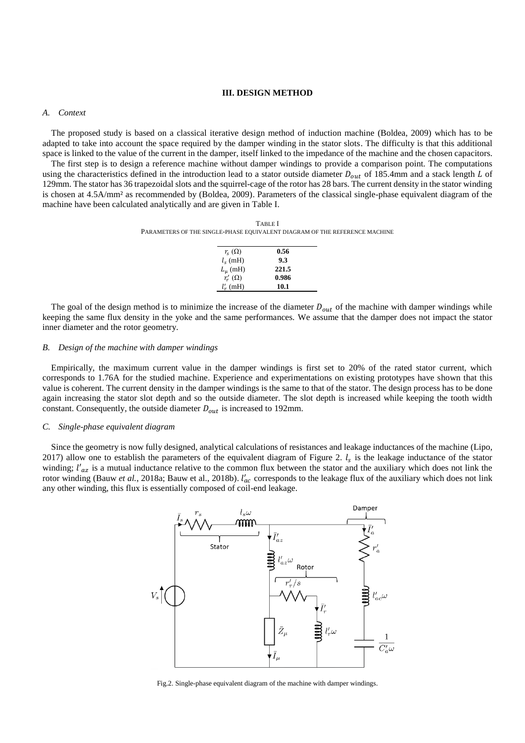## III. DESIGN METHOD

### *A. Context*

The proposed study is based on a classical iterative design method of induction machine (Boldea, 2009) which has to be adapted to take into account the space required by the damper winding in the stator slots. The difficulty is that this additional space is linked to the value of the current in the damper, itself linked to the impedance of the machine and the chosen capacitors.

The first step is to design a reference machine without damper windings to provide a comparison point. The computations using the characteristics defined in the introduction lead to a stator outside diameter $D_{out}$ of 185.4mm and a stack length $L$ of 129mm. The stator has 36 trapezoidal slots and the squirrel-cage of the rotor has 28 bars. The current density in the stator winding is chosen at 4.5A/mm² as recommended by (Boldea, 2009). Parameters of the classical single-phase equivalent diagram of the machine have been calculated analytically and are given in Table I.

TABLE I
PARAMETERS OF THE SINGLE-PHASE EQUIVALENT DIAGRAM OF THE REFERENCE MACHINE

| | |
|---|---|
| $r_s$ (Ω) | **0.56** |
| $l_s$ (mH) | **9.3** |
| $L_\mu$ (mH) | **221.5** |
| $r_r'$ (Ω) | **0.986** |
| $l_r'$ (mH) | **10.1** |

The goal of the design method is to minimize the increase of the diameter $D_{out}$ of the machine with damper windings while keeping the same flux density in the yoke and the same performances. We assume that the damper does not impact the stator inner diameter and the rotor geometry.

### *B. Design of the machine with damper windings*

Empirically, the maximum current value in the damper windings is first set to 20% of the rated stator current, which corresponds to 1.76A for the studied machine. Experience and experimentations on existing prototypes have shown that this value is coherent. The current density in the damper windings is the same to that of the stator. The design process has to be done again increasing the stator slot depth and so the outside diameter. The slot depth is increased while keeping the tooth width constant. Consequently, the outside diameter $D_{out}$ is increased to 192mm.

### *C. Single-phase equivalent diagram*

Since the geometry is now fully designed, analytical calculations of resistances and leakage inductances of the machine (Lipo, 2017) allow one to establish the parameters of the equivalent diagram of Figure 2. $l_s$ is the leakage inductance of the stator winding; $l'_{az}$ is a mutual inductance relative to the common flux between the stator and the auxiliary which does not link the rotor winding (Bauw *et al.*, 2018a; Bauw et al., 2018b). $l'_{ac}$ corresponds to the leakage flux of the auxiliary which does not link any other winding, this flux is essentially composed of coil-end leakage.

$\bar{I}_s$ $r_s$ $l_s\omega$ Damper $\bar{I}'_a$ $\bar{I}'_{az}$ Stator $r'_a$ $l'_{az}\omega$ Rotor $r'_r/s$ $V_s$ $l'_{ac}\omega$ $\bar{I}'_r$ $\bar{Z}_\mu$ $l'_r\omega$ $\frac{1}{C'_a\omega}$ $\bar{I}_\mu$

Fig.2. Single-phase equivalent diagram of the machine with damper windings.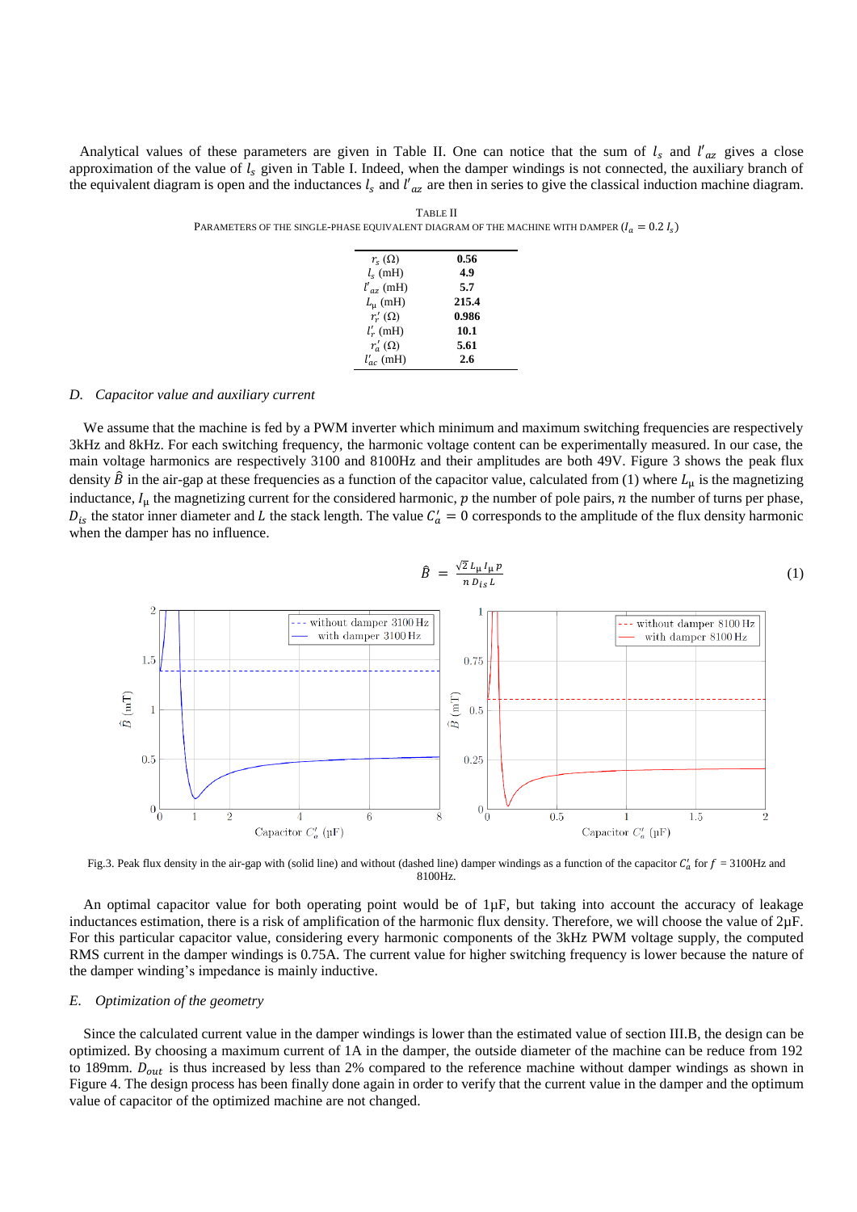Analytical values of these parameters are given in Table II. One can notice that the sum of $l_s$ and $l'_{az}$ gives a close approximation of the value of $l_s$ given in Table I. Indeed, when the damper windings is not connected, the auxiliary branch of the equivalent diagram is open and the inductances $l_s$ and $l'_{az}$ are then in series to give the classical induction machine diagram.

TABLE II
PARAMETERS OF THE SINGLE-PHASE EQUIVALENT DIAGRAM OF THE MACHINE WITH DAMPER ($l_a = 0.2\ l_s$)

| | |
|---|---|
| $r_s$ (Ω) | **0.56** |
| $l_s$ (mH) | **4.9** |
| $l'_{az}$ (mH) | **5.7** |
| $L_\mu$ (mH) | **215.4** |
| $r'_r$ (Ω) | **0.986** |
| $l'_r$ (mH) | **10.1** |
| $r'_a$ (Ω) | **5.61** |
| $l'_{ac}$ (mH) | **2.6** |

### D. Capacitor value and auxiliary current

We assume that the machine is fed by a PWM inverter which minimum and maximum switching frequencies are respectively 3kHz and 8kHz. For each switching frequency, the harmonic voltage content can be experimentally measured. In our case, the main voltage harmonics are respectively 3100 and 8100Hz and their amplitudes are both 49V. Figure 3 shows the peak flux density $\hat{B}$ in the air-gap at these frequencies as a function of the capacitor value, calculated from (1) where $L_\mu$ is the magnetizing inductance, $I_\mu$ the magnetizing current for the considered harmonic, $p$ the number of pole pairs, $n$ the number of turns per phase, $D_{is}$ the stator inner diameter and $L$ the stack length. The value $C'_a = 0$ corresponds to the amplitude of the flux density harmonic when the damper has no influence.

$$\hat{B} = \frac{\sqrt{2}\, L_\mu\, I_\mu\, p}{n\, D_{is}\, L} \tag{1}$$

- - - without damper 3100 Hz
—— with damper 3100 Hz
$\hat{B}$ (mT)
Capacitor $C'_a$ (µF)
0 2 4 6 8
0 0.5 1 1.5 2

- - - without damper 8100 Hz
—— with damper 8100 Hz
$\hat{B}$ (mT)
Capacitor $C'_a$ (µF)
0 0.5 1 1.5 2
0 0.25 0.5 0.75 1

Fig.3. Peak flux density in the air-gap with (solid line) and without (dashed line) damper windings as a function of the capacitor $C'_a$ for $f$ = 3100Hz and 8100Hz.

An optimal capacitor value for both operating point would be of 1µF, but taking into account the accuracy of leakage inductances estimation, there is a risk of amplification of the harmonic flux density. Therefore, we will choose the value of 2µF. For this particular capacitor value, considering every harmonic components of the 3kHz PWM voltage supply, the computed RMS current in the damper windings is 0.75A. The current value for higher switching frequency is lower because the nature of the damper winding's impedance is mainly inductive.

### E. Optimization of the geometry

Since the calculated current value in the damper windings is lower than the estimated value of section III.B, the design can be optimized. By choosing a maximum current of 1A in the damper, the outside diameter of the machine can be reduce from 192 to 189mm. $D_{out}$ is thus increased by less than 2% compared to the reference machine without damper windings as shown in Figure 4. The design process has been finally done again in order to verify that the current value in the damper and the optimum value of capacitor of the optimized machine are not changed.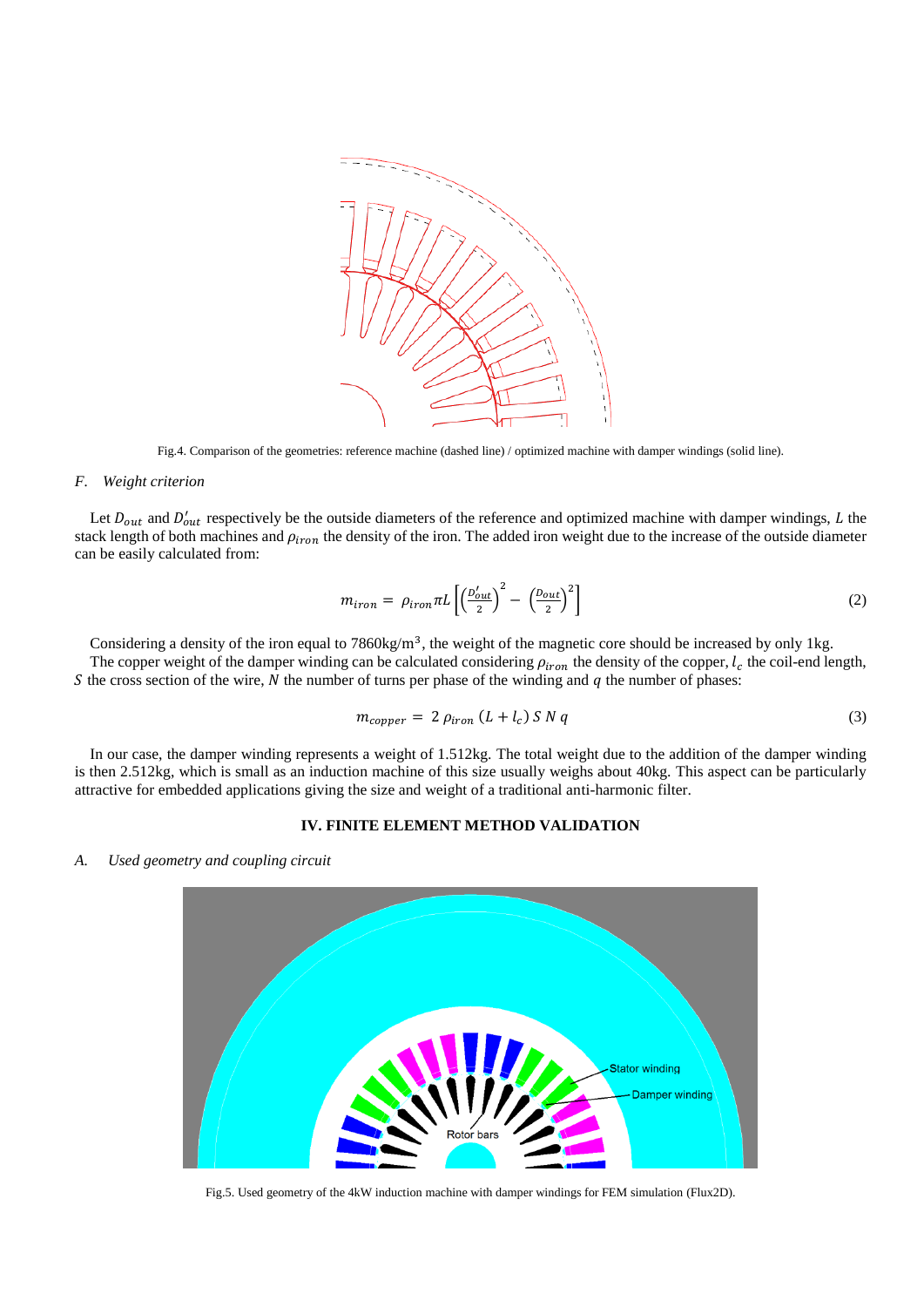Fig.4. Comparison of the geometries: reference machine (dashed line) / optimized machine with damper windings (solid line).

### F. *Weight criterion*

Let $D_{out}$ and $D'_{out}$ respectively be the outside diameters of the reference and optimized machine with damper windings, $L$ the stack length of both machines and $\rho_{iron}$ the density of the iron. The added iron weight due to the increase of the outside diameter can be easily calculated from:

$$m_{iron} = \rho_{iron} \pi L \left[ \left( \frac{D'_{out}}{2} \right)^2 - \left( \frac{D_{out}}{2} \right)^2 \right] \tag{2}$$

Considering a density of the iron equal to 7860kg/m$^3$, the weight of the magnetic core should be increased by only 1kg.

The copper weight of the damper winding can be calculated considering $\rho_{iron}$ the density of the copper, $l_c$ the coil-end length, $S$ the cross section of the wire, $N$ the number of turns per phase of the winding and $q$ the number of phases:

$$m_{copper} = 2\, \rho_{iron}\, (L + l_c)\, S\, N\, q \tag{3}$$

In our case, the damper winding represents a weight of 1.512kg. The total weight due to the addition of the damper winding is then 2.512kg, which is small as an induction machine of this size usually weighs about 40kg. This aspect can be particularly attractive for embedded applications giving the size and weight of a traditional anti-harmonic filter.

## IV. FINITE ELEMENT METHOD VALIDATION

### A. *Used geometry and coupling circuit*

Stator winding

Damper winding

Rotor bars

Fig.5. Used geometry of the 4kW induction machine with damper windings for FEM simulation (Flux2D).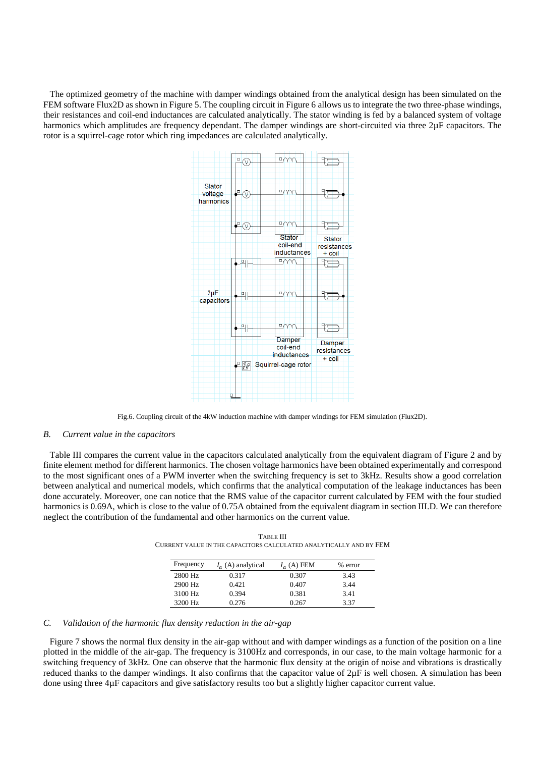The optimized geometry of the machine with damper windings obtained from the analytical design has been simulated on the FEM software Flux2D as shown in Figure 5. The coupling circuit in Figure 6 allows us to integrate the two three-phase windings, their resistances and coil-end inductances are calculated analytically. The stator winding is fed by a balanced system of voltage harmonics which amplitudes are frequency dependant. The damper windings are short-circuited via three 2µF capacitors. The rotor is a squirrel-cage rotor which ring impedances are calculated analytically.

Stator voltage harmonics

Stator coil-end inductances

Stator resistances + coil

2µF capacitors

Damper coil-end inductances

Damper resistances + coil

Squirrel-cage rotor

Fig.6. Coupling circuit of the 4kW induction machine with damper windings for FEM simulation (Flux2D).

### B. Current value in the capacitors

Table III compares the current value in the capacitors calculated analytically from the equivalent diagram of Figure 2 and by finite element method for different harmonics. The chosen voltage harmonics have been obtained experimentally and correspond to the most significant ones of a PWM inverter when the switching frequency is set to 3kHz. Results show a good correlation between analytical and numerical models, which confirms that the analytical computation of the leakage inductances has been done accurately. Moreover, one can notice that the RMS value of the capacitor current calculated by FEM with the four studied harmonics is 0.69A, which is close to the value of 0.75A obtained from the equivalent diagram in section III.D. We can therefore neglect the contribution of the fundamental and other harmonics on the current value.

TABLE III
CURRENT VALUE IN THE CAPACITORS CALCULATED ANALYTICALLY AND BY FEM

| Frequency | $I_a$ (A) analytical | $I_a$ (A) FEM | % error |
|---|---|---|---|
| 2800 Hz | 0.317 | 0.307 | 3.43 |
| 2900 Hz | 0.421 | 0.407 | 3.44 |
| 3100 Hz | 0.394 | 0.381 | 3.41 |
| 3200 Hz | 0.276 | 0.267 | 3.37 |

### C. Validation of the harmonic flux density reduction in the air-gap

Figure 7 shows the normal flux density in the air-gap without and with damper windings as a function of the position on a line plotted in the middle of the air-gap. The frequency is 3100Hz and corresponds, in our case, to the main voltage harmonic for a switching frequency of 3kHz. One can observe that the harmonic flux density at the origin of noise and vibrations is drastically reduced thanks to the damper windings. It also confirms that the capacitor value of 2µF is well chosen. A simulation has been done using three 4µF capacitors and give satisfactory results too but a slightly higher capacitor current value.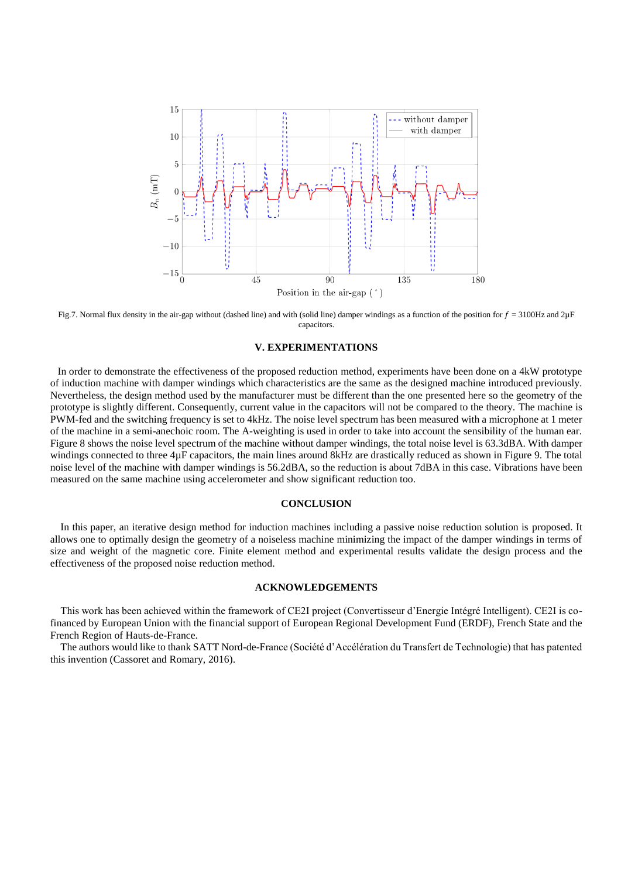15
10
5
0
−5
−10
−15
$B_n$ (mT)
0
45
90
135
180
Position in the air-gap (°)
without damper
with damper

Fig.7. Normal flux density in the air-gap without (dashed line) and with (solid line) damper windings as a function of the position for $f$ = 3100Hz and 2µF capacitors.

## V. EXPERIMENTATIONS

In order to demonstrate the effectiveness of the proposed reduction method, experiments have been done on a 4kW prototype of induction machine with damper windings which characteristics are the same as the designed machine introduced previously. Nevertheless, the design method used by the manufacturer must be different than the one presented here so the geometry of the prototype is slightly different. Consequently, current value in the capacitors will not be compared to the theory. The machine is PWM-fed and the switching frequency is set to 4kHz. The noise level spectrum has been measured with a microphone at 1 meter of the machine in a semi-anechoic room. The A-weighting is used in order to take into account the sensibility of the human ear. Figure 8 shows the noise level spectrum of the machine without damper windings, the total noise level is 63.3dBA. With damper windings connected to three 4µF capacitors, the main lines around 8kHz are drastically reduced as shown in Figure 9. The total noise level of the machine with damper windings is 56.2dBA, so the reduction is about 7dBA in this case. Vibrations have been measured on the same machine using accelerometer and show significant reduction too.

## CONCLUSION

In this paper, an iterative design method for induction machines including a passive noise reduction solution is proposed. It allows one to optimally design the geometry of a noiseless machine minimizing the impact of the damper windings in terms of size and weight of the magnetic core. Finite element method and experimental results validate the design process and the effectiveness of the proposed noise reduction method.

## ACKNOWLEDGEMENTS

This work has been achieved within the framework of CE2I project (Convertisseur d'Energie Intégré Intelligent). CE2I is co-financed by European Union with the financial support of European Regional Development Fund (ERDF), French State and the French Region of Hauts-de-France.

The authors would like to thank SATT Nord-de-France (Société d'Accélération du Transfert de Technologie) that has patented this invention (Cassoret and Romary, 2016).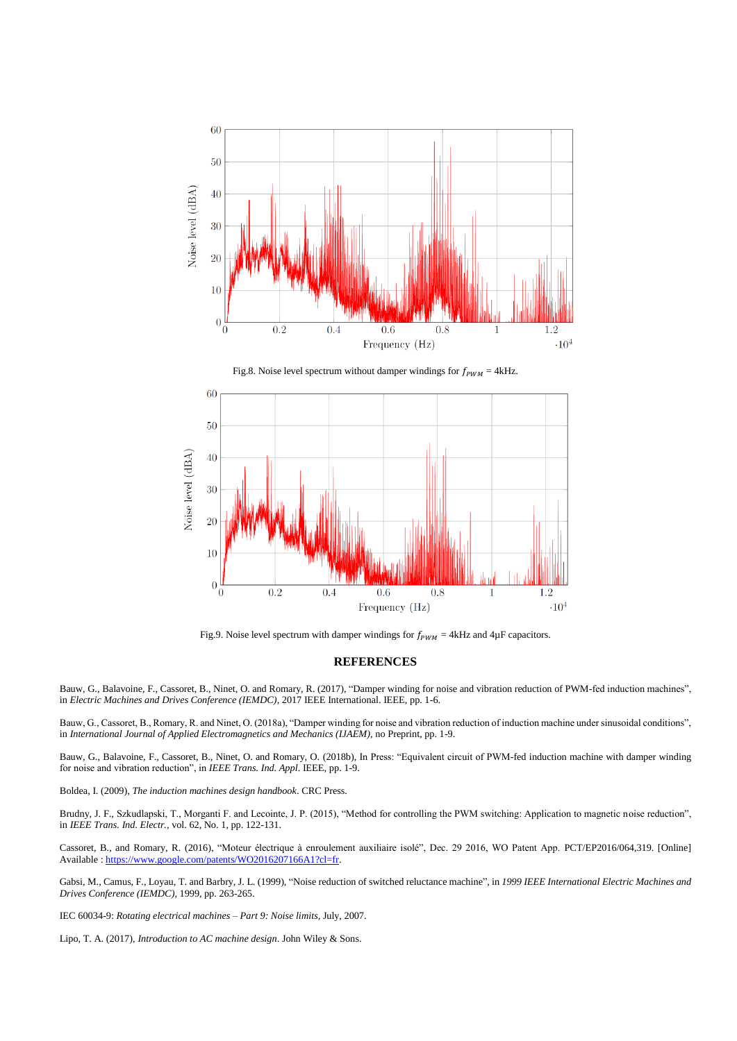60
50
40
30
20
10
0
Noise level (dBA)
0
0.2
0.4
0.6
0.8
1
1.2
Frequency (Hz)
$\cdot 10^4$

Fig.8. Noise level spectrum without damper windings for $f_{PWM}$ = 4kHz.

60
50
40
30
20
10
0
Noise level (dBA)
0
0.2
0.4
0.6
0.8
1
1.2
Frequency (Hz)
$\cdot 10^4$

Fig.9. Noise level spectrum with damper windings for $f_{PWM}$ = 4kHz and 4μF capacitors.

## REFERENCES

Bauw, G., Balavoine, F., Cassoret, B., Ninet, O. and Romary, R. (2017), "Damper winding for noise and vibration reduction of PWM-fed induction machines", in *Electric Machines and Drives Conference (IEMDC)*, 2017 IEEE International. IEEE, pp. 1-6.

Bauw, G., Cassoret, B., Romary, R. and Ninet, O. (2018a), "Damper winding for noise and vibration reduction of induction machine under sinusoidal conditions", in *International Journal of Applied Electromagnetics and Mechanics (IJAEM)*, no Preprint, pp. 1-9.

Bauw, G., Balavoine, F., Cassoret, B., Ninet, O. and Romary, O. (2018b), In Press: "Equivalent circuit of PWM-fed induction machine with damper winding for noise and vibration reduction", in *IEEE Trans. Ind. Appl*. IEEE, pp. 1-9.

Boldea, I. (2009), *The induction machines design handbook*. CRC Press.

Brudny, J. F., Szkudlapski, T., Morganti F. and Lecointe, J. P. (2015), "Method for controlling the PWM switching: Application to magnetic noise reduction", in *IEEE Trans. Ind. Electr.*, vol. 62, No. 1, pp. 122-131.

Cassoret, B., and Romary, R. (2016), "Moteur électrique à enroulement auxiliaire isolé", Dec. 29 2016, WO Patent App. PCT/EP2016/064,319. [Online] Available : https://www.google.com/patents/WO2016207166A1?cl=fr.

Gabsi, M., Camus, F., Loyau, T. and Barbry, J. L. (1999), "Noise reduction of switched reluctance machine", in *1999 IEEE International Electric Machines and Drives Conference (IEMDC)*, 1999, pp. 263-265.

IEC 60034-9: *Rotating electrical machines – Part 9: Noise limits*, July, 2007.

Lipo, T. A. (2017), *Introduction to AC machine design*. John Wiley & Sons.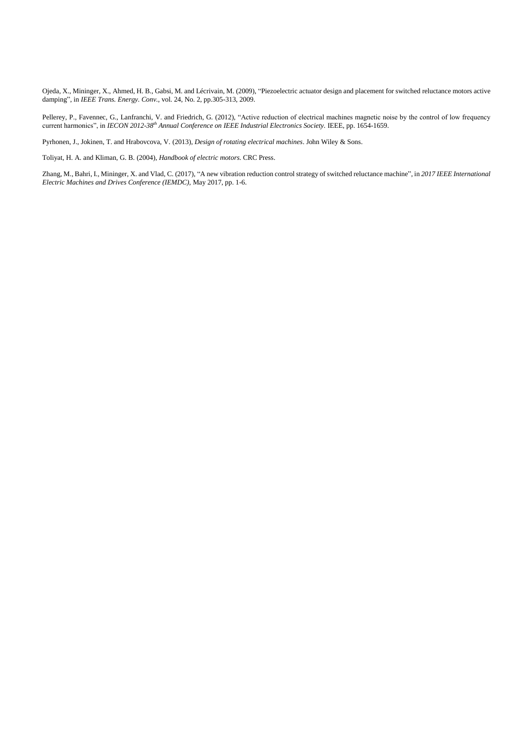Ojeda, X., Mininger, X., Ahmed, H. B., Gabsi, M. and Lécrivain, M. (2009), "Piezoelectric actuator design and placement for switched reluctance motors active damping", in *IEEE Trans. Energy. Conv.*, vol. 24, No. 2, pp.305-313, 2009.

Pellerey, P., Favennec, G., Lanfranchi, V. and Friedrich, G. (2012), "Active reduction of electrical machines magnetic noise by the control of low frequency current harmonics", in *IECON 2012-38th Annual Conference on IEEE Industrial Electronics Society*. IEEE, pp. 1654-1659.

Pyrhonen, J., Jokinen, T. and Hrabovcova, V. (2013), *Design of rotating electrical machines*. John Wiley & Sons.

Toliyat, H. A. and Kliman, G. B. (2004), *Handbook of electric motors.* CRC Press.

Zhang, M., Bahri, I., Mininger, X. and Vlad, C. (2017), "A new vibration reduction control strategy of switched reluctance machine", in *2017 IEEE International Electric Machines and Drives Conference (IEMDC),* May 2017, pp. 1-6.